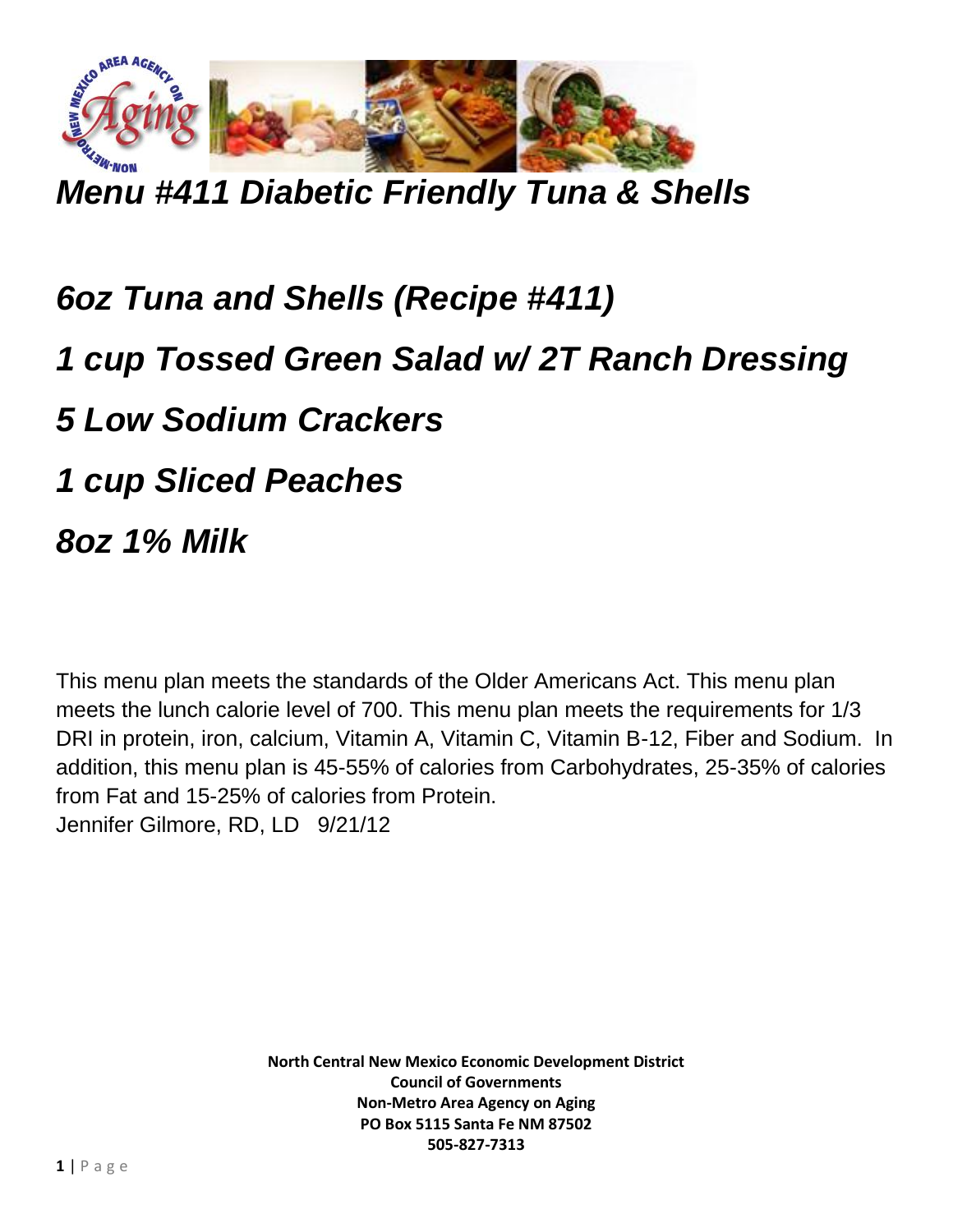# *Menu #411 Diabetic Friendly Tuna & Shells*

## *6oz Tuna and Shells (Recipe #411)*

## *1 cup Tossed Green Salad w/ 2T Ranch Dressing*

## *5 Low Sodium Crackers*

## *1 cup Sliced Peaches*

## *8oz 1% Milk*

This menu plan meets the standards of the Older Americans Act. This menu plan meets the lunch calorie level of 700. This menu plan meets the requirements for 1/3 DRI in protein, iron, calcium, Vitamin A, Vitamin C, Vitamin B-12, Fiber and Sodium. In addition, this menu plan is 45-55% of calories from Carbohydrates, 25-35% of calories from Fat and 15-25% of calories from Protein.
Jennifer Gilmore, RD, LD 9/21/12

**North Central New Mexico Economic Development District**
**Council of Governments**
**Non-Metro Area Agency on Aging**
**PO Box 5115 Santa Fe NM 87502**
**505-827-7313**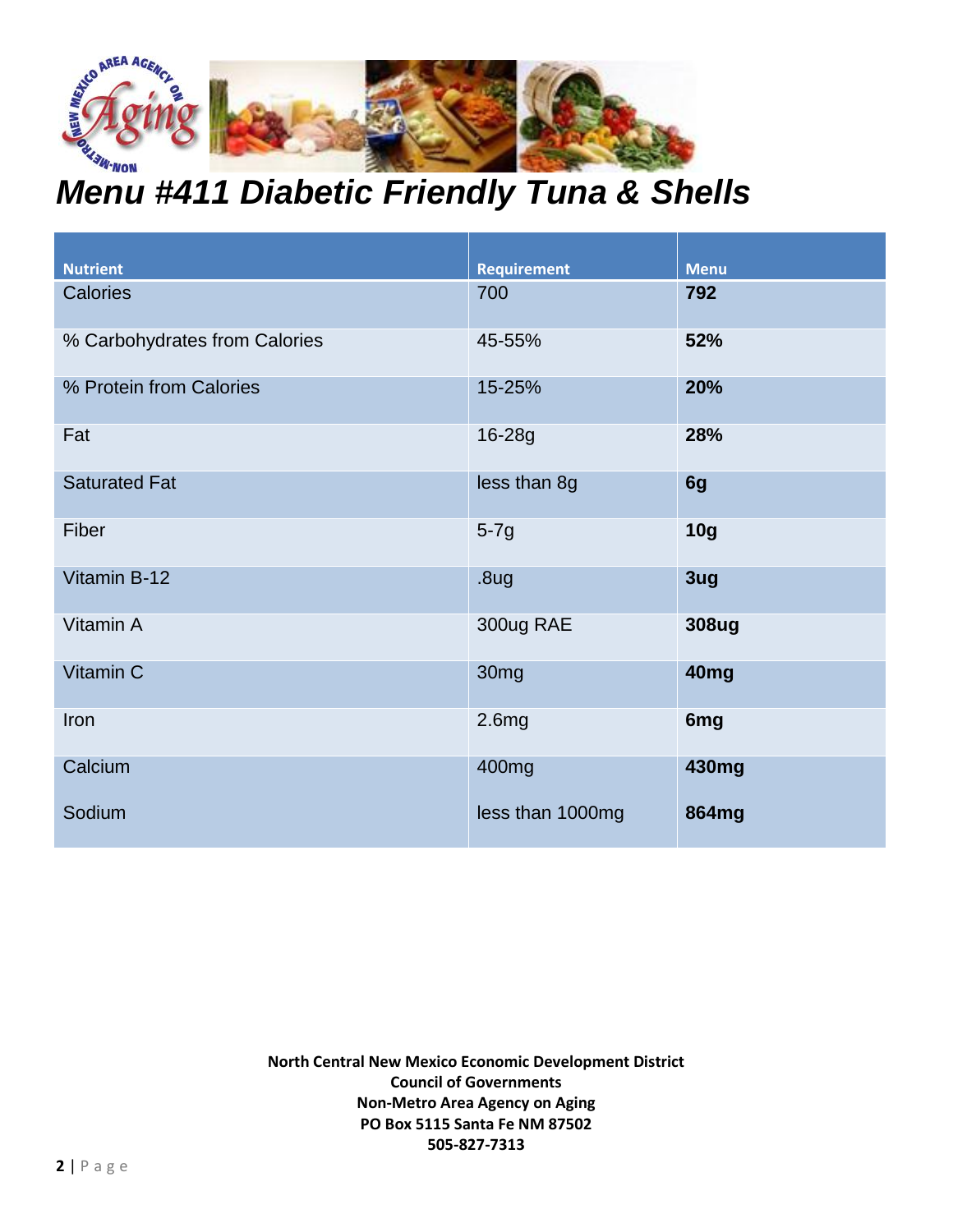# Menu #411 Diabetic Friendly Tuna & Shells

| Nutrient | Requirement | Menu |
|---|---|---|
| Calories | 700 | **792** |
| % Carbohydrates from Calories | 45-55% | **52%** |
| % Protein from Calories | 15-25% | **20%** |
| Fat | 16-28g | **28%** |
| Saturated Fat | less than 8g | **6g** |
| Fiber | 5-7g | **10g** |
| Vitamin B-12 | .8ug | **3ug** |
| Vitamin A | 300ug RAE | **308ug** |
| Vitamin C | 30mg | **40mg** |
| Iron | 2.6mg | **6mg** |
| Calcium | 400mg | **430mg** |
| Sodium | less than 1000mg | **864mg** |

**North Central New Mexico Economic Development District**
**Council of Governments**
**Non-Metro Area Agency on Aging**
**PO Box 5115 Santa Fe NM 87502**
**505-827-7313**